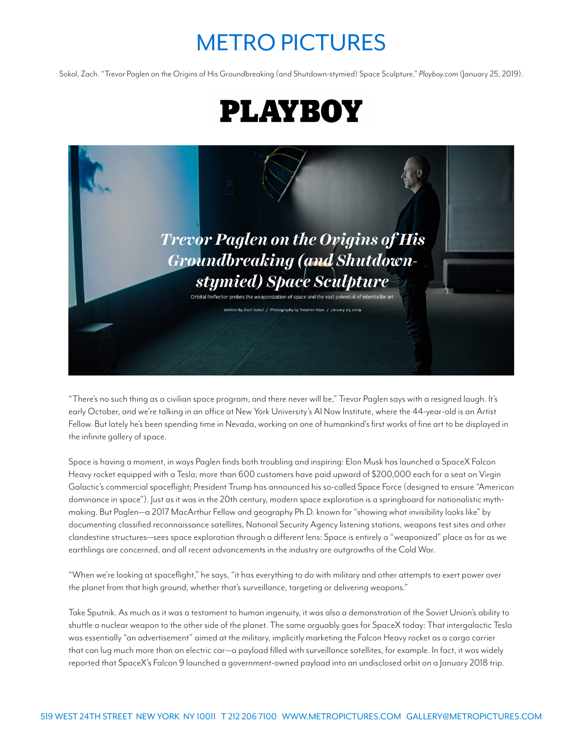# METRO PICTURES

Sokol, Zach. "Trevor Paglen on the Origins of His Groundbreaking (and Shutdown-stymied) Space Sculpture," *Playboy.com* (January 25, 2019).

# PLAYBOY

## *Trevor Paglen on the Origins of His Groundbreaking (and Shutdown-stymied) Space Sculpture*

Orbital Reflector probes the weaponization of space and the vast potential of interstellar art

Written by Zach Sokol / Photography by Stephen Voss / January 25, 2019

"There's no such thing as a civilian space program, and there never will be," Trevor Paglen says with a resigned laugh. It's early October, and we're talking in an office at New York University's AI Now Institute, where the 44-year-old is an Artist Fellow. But lately he's been spending time in Nevada, working on one of humankind's first works of fine art to be displayed in the infinite gallery of space.

Space is having a moment, in ways Paglen finds both troubling and inspiring: Elon Musk has launched a SpaceX Falcon Heavy rocket equipped with a Tesla; more than 600 customers have paid upward of $200,000 each for a seat on Virgin Galactic's commercial spaceflight; President Trump has announced his so-called Space Force (designed to ensure "American dominance in space"). Just as it was in the 20th century, modern space exploration is a springboard for nationalistic myth-making. But Paglen—a 2017 MacArthur Fellow and geography Ph.D. known for "showing what invisibility looks like" by documenting classified reconnaissance satellites, National Security Agency listening stations, weapons test sites and other clandestine structures—sees space exploration through a different lens: Space is entirely a "weaponized" place as far as we earthlings are concerned, and all recent advancements in the industry are outgrowths of the Cold War.

"When we're looking at spaceflight," he says, "it has everything to do with military and other attempts to exert power over the planet from that high ground, whether that's surveillance, targeting or delivering weapons."

Take Sputnik. As much as it was a testament to human ingenuity, it was also a demonstration of the Soviet Union's ability to shuttle a nuclear weapon to the other side of the planet. The same arguably goes for SpaceX today: That intergalactic Tesla was essentially "an advertisement" aimed at the military, implicitly marketing the Falcon Heavy rocket as a cargo carrier that can lug much more than an electric car—a payload filled with surveillance satellites, for example. In fact, it was widely reported that SpaceX's Falcon 9 launched a government-owned payload into an undisclosed orbit on a January 2018 trip.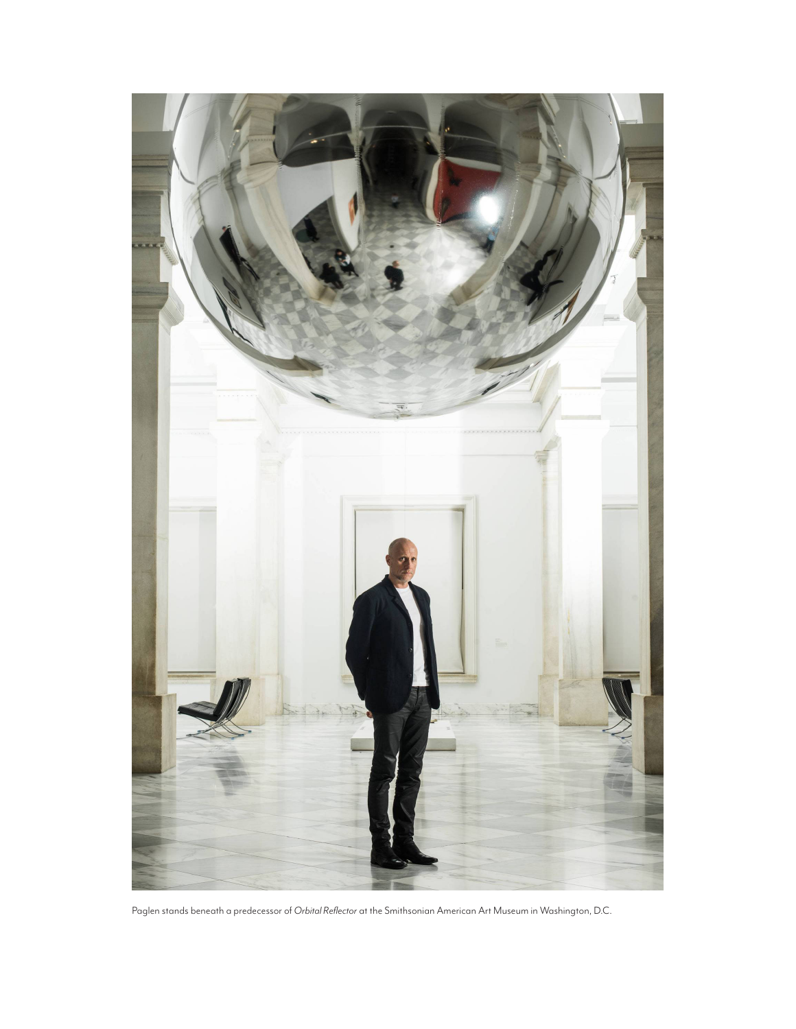Paglen stands beneath a predecessor of *Orbital Reflector* at the Smithsonian American Art Museum in Washington, D.C.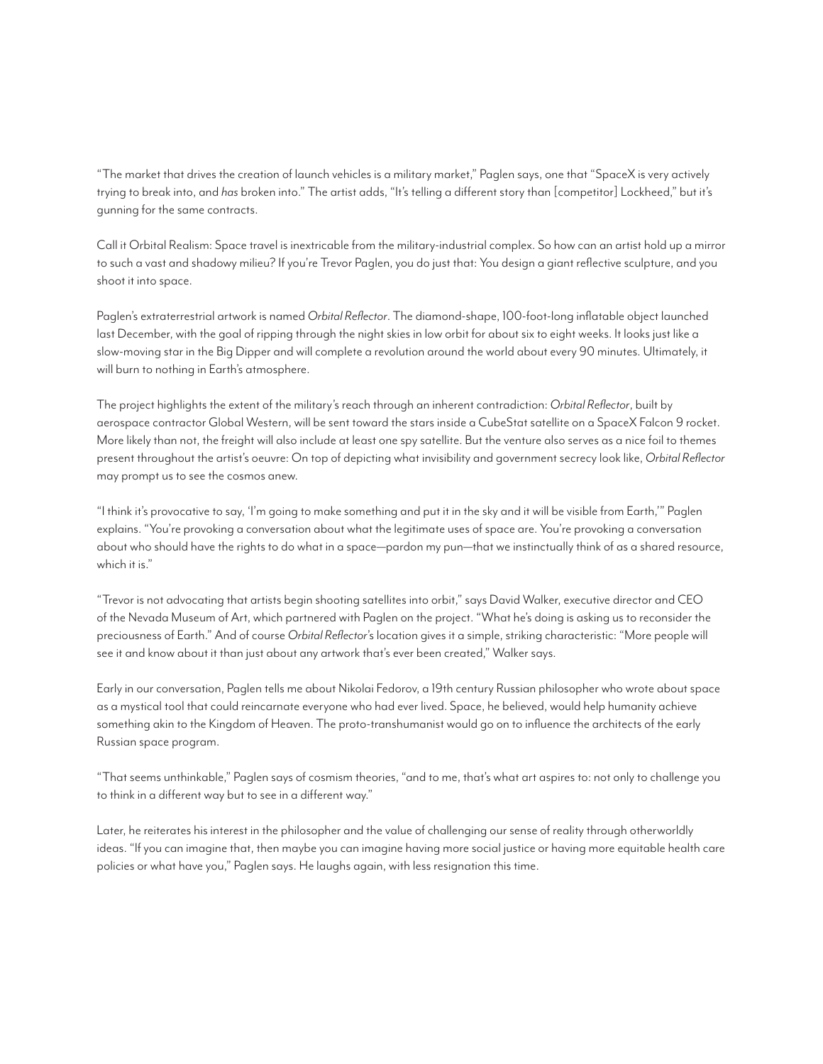"The market that drives the creation of launch vehicles is a military market," Paglen says, one that "SpaceX is very actively trying to break into, and *has* broken into." The artist adds, "It's telling a different story than [competitor] Lockheed," but it's gunning for the same contracts.

Call it Orbital Realism: Space travel is inextricable from the military-industrial complex. So how can an artist hold up a mirror to such a vast and shadowy milieu? If you're Trevor Paglen, you do just that: You design a giant reflective sculpture, and you shoot it into space.

Paglen's extraterrestrial artwork is named *Orbital Reflector*. The diamond-shape, 100-foot-long inflatable object launched last December, with the goal of ripping through the night skies in low orbit for about six to eight weeks. It looks just like a slow-moving star in the Big Dipper and will complete a revolution around the world about every 90 minutes. Ultimately, it will burn to nothing in Earth's atmosphere.

The project highlights the extent of the military's reach through an inherent contradiction: *Orbital Reflector*, built by aerospace contractor Global Western, will be sent toward the stars inside a CubeStat satellite on a SpaceX Falcon 9 rocket. More likely than not, the freight will also include at least one spy satellite. But the venture also serves as a nice foil to themes present throughout the artist's oeuvre: On top of depicting what invisibility and government secrecy look like, *Orbital Reflector* may prompt us to see the cosmos anew.

"I think it's provocative to say, 'I'm going to make something and put it in the sky and it will be visible from Earth,'" Paglen explains. "You're provoking a conversation about what the legitimate uses of space are. You're provoking a conversation about who should have the rights to do what in a space—pardon my pun—that we instinctually think of as a shared resource, which it is."

"Trevor is not advocating that artists begin shooting satellites into orbit," says David Walker, executive director and CEO of the Nevada Museum of Art, which partnered with Paglen on the project. "What he's doing is asking us to reconsider the preciousness of Earth." And of course *Orbital Reflector*'s location gives it a simple, striking characteristic: "More people will see it and know about it than just about any artwork that's ever been created," Walker says.

Early in our conversation, Paglen tells me about Nikolai Fedorov, a 19th century Russian philosopher who wrote about space as a mystical tool that could reincarnate everyone who had ever lived. Space, he believed, would help humanity achieve something akin to the Kingdom of Heaven. The proto-transhumanist would go on to influence the architects of the early Russian space program.

"That seems unthinkable," Paglen says of cosmism theories, "and to me, that's what art aspires to: not only to challenge you to think in a different way but to see in a different way."

Later, he reiterates his interest in the philosopher and the value of challenging our sense of reality through otherworldly ideas. "If you can imagine that, then maybe you can imagine having more social justice or having more equitable health care policies or what have you," Paglen says. He laughs again, with less resignation this time.